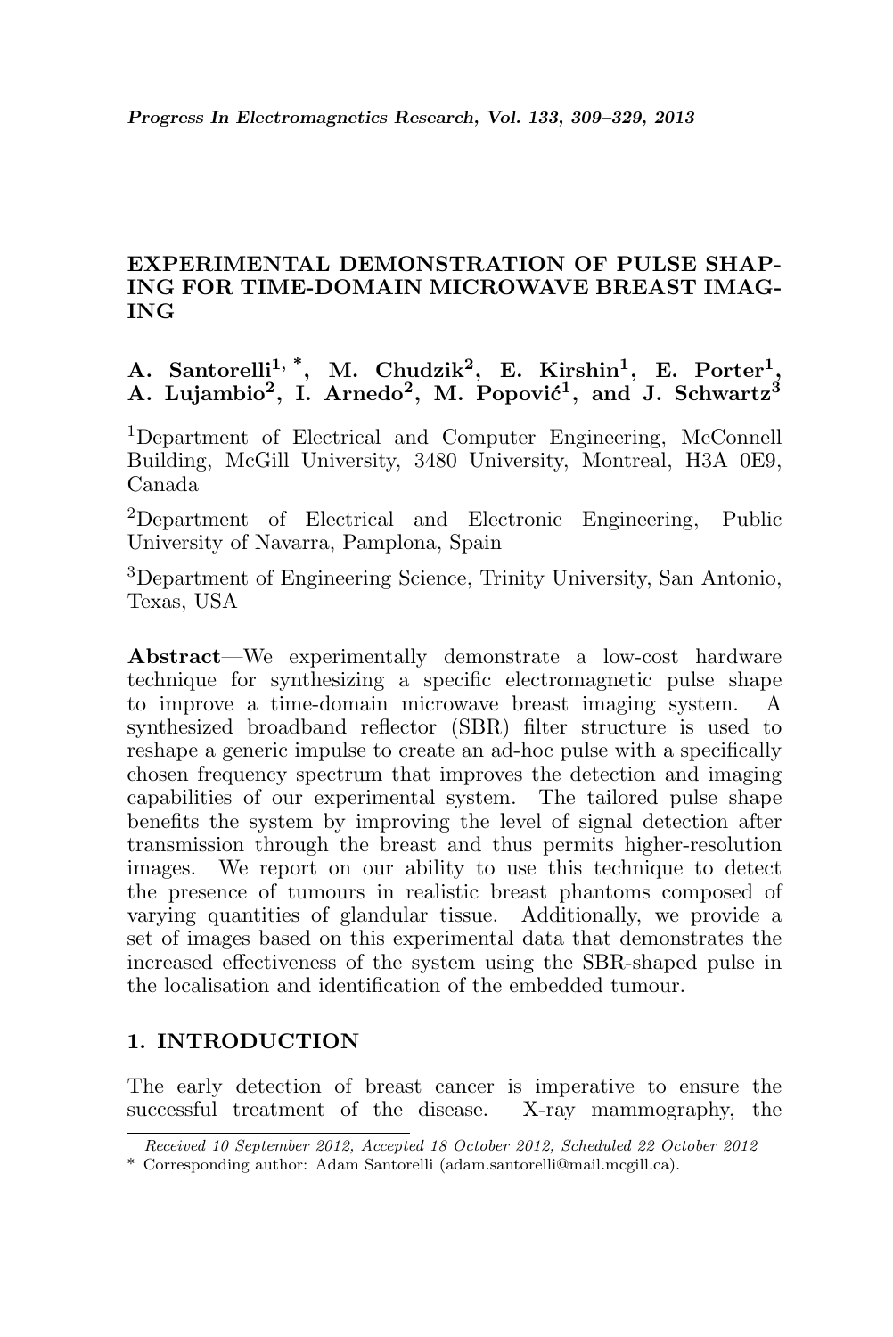# EXPERIMENTAL DEMONSTRATION OF PULSE SHAPING FOR TIME-DOMAIN MICROWAVE BREAST IMAGING

**A. Santorelli[1, *], M. Chudzik[2], E. Kirshin[1], E. Porter[1], A. Lujambio[2], I. Arnedo[2], M. Popović[1], and J. Schwartz[3]**

[1]Department of Electrical and Computer Engineering, McConnell Building, McGill University, 3480 University, Montreal, H3A 0E9, Canada

[2]Department of Electrical and Electronic Engineering, Public University of Navarra, Pamplona, Spain

[3]Department of Engineering Science, Trinity University, San Antonio, Texas, USA

**Abstract**—We experimentally demonstrate a low-cost hardware technique for synthesizing a specific electromagnetic pulse shape to improve a time-domain microwave breast imaging system. A synthesized broadband reflector (SBR) filter structure is used to reshape a generic impulse to create an ad-hoc pulse with a specifically chosen frequency spectrum that improves the detection and imaging capabilities of our experimental system. The tailored pulse shape benefits the system by improving the level of signal detection after transmission through the breast and thus permits higher-resolution images. We report on our ability to use this technique to detect the presence of tumours in realistic breast phantoms composed of varying quantities of glandular tissue. Additionally, we provide a set of images based on this experimental data that demonstrates the increased effectiveness of the system using the SBR-shaped pulse in the localisation and identification of the embedded tumour.

## 1. INTRODUCTION

The early detection of breast cancer is imperative to ensure the successful treatment of the disease. X-ray mammography, the

---

*Received 10 September 2012, Accepted 18 October 2012, Scheduled 22 October 2012*

\* Corresponding author: Adam Santorelli (adam.santorelli@mail.mcgill.ca).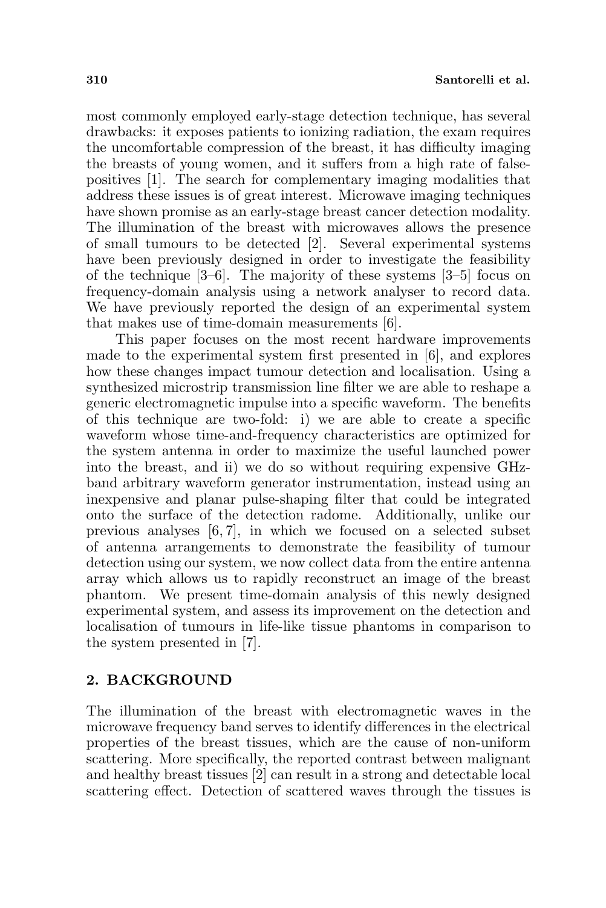most commonly employed early-stage detection technique, has several drawbacks: it exposes patients to ionizing radiation, the exam requires the uncomfortable compression of the breast, it has difficulty imaging the breasts of young women, and it suffers from a high rate of false-positives [1]. The search for complementary imaging modalities that address these issues is of great interest. Microwave imaging techniques have shown promise as an early-stage breast cancer detection modality. The illumination of the breast with microwaves allows the presence of small tumours to be detected [2]. Several experimental systems have been previously designed in order to investigate the feasibility of the technique [3–6]. The majority of these systems [3–5] focus on frequency-domain analysis using a network analyser to record data. We have previously reported the design of an experimental system that makes use of time-domain measurements [6].

This paper focuses on the most recent hardware improvements made to the experimental system first presented in [6], and explores how these changes impact tumour detection and localisation. Using a synthesized microstrip transmission line filter we are able to reshape a generic electromagnetic impulse into a specific waveform. The benefits of this technique are two-fold: i) we are able to create a specific waveform whose time-and-frequency characteristics are optimized for the system antenna in order to maximize the useful launched power into the breast, and ii) we do so without requiring expensive GHz-band arbitrary waveform generator instrumentation, instead using an inexpensive and planar pulse-shaping filter that could be integrated onto the surface of the detection radome. Additionally, unlike our previous analyses [6, 7], in which we focused on a selected subset of antenna arrangements to demonstrate the feasibility of tumour detection using our system, we now collect data from the entire antenna array which allows us to rapidly reconstruct an image of the breast phantom. We present time-domain analysis of this newly designed experimental system, and assess its improvement on the detection and localisation of tumours in life-like tissue phantoms in comparison to the system presented in [7].

## 2. BACKGROUND

The illumination of the breast with electromagnetic waves in the microwave frequency band serves to identify differences in the electrical properties of the breast tissues, which are the cause of non-uniform scattering. More specifically, the reported contrast between malignant and healthy breast tissues [2] can result in a strong and detectable local scattering effect. Detection of scattered waves through the tissues is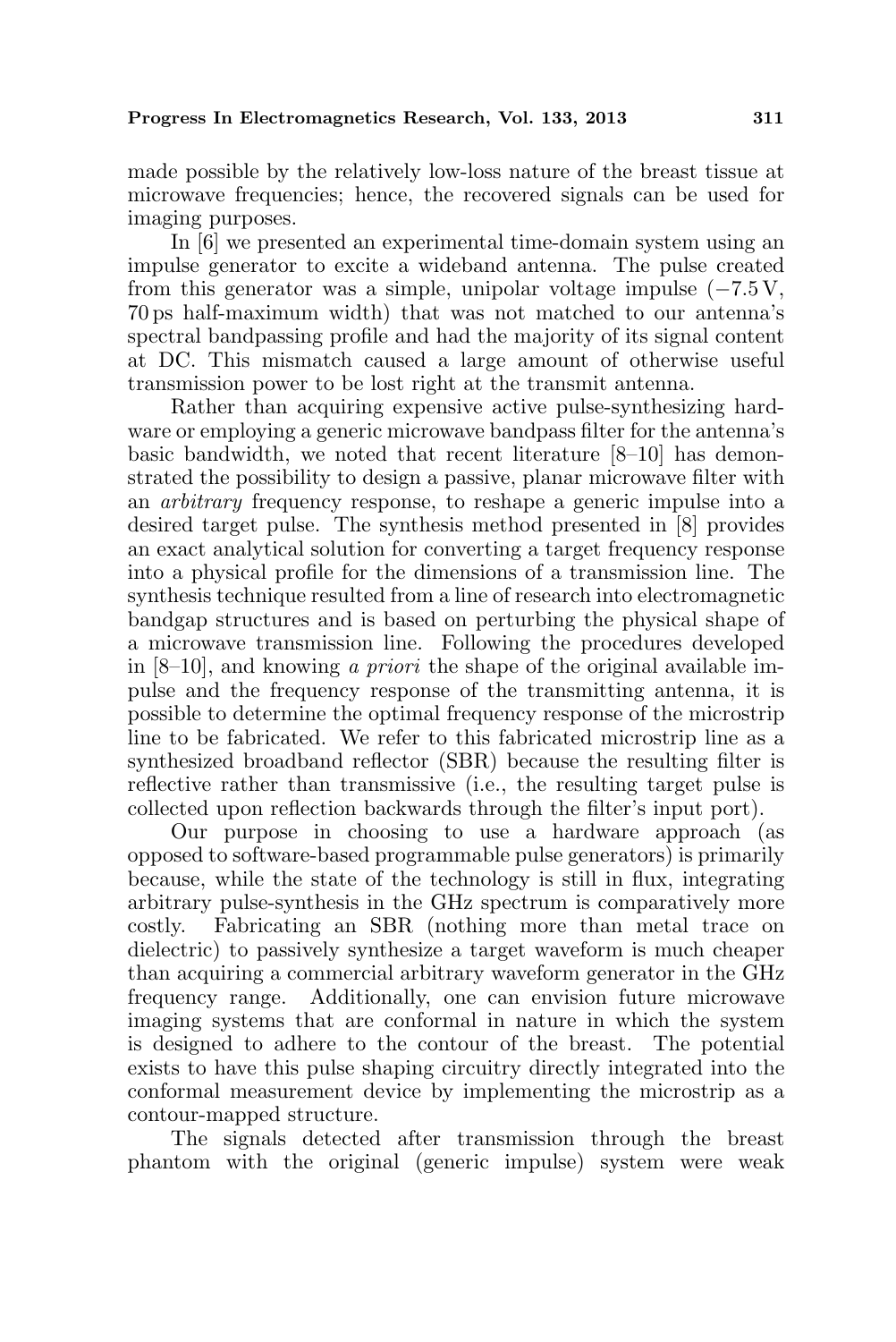made possible by the relatively low-loss nature of the breast tissue at microwave frequencies; hence, the recovered signals can be used for imaging purposes.

In [6] we presented an experimental time-domain system using an impulse generator to excite a wideband antenna. The pulse created from this generator was a simple, unipolar voltage impulse ($-7.5$ V, 70 ps half-maximum width) that was not matched to our antenna's spectral bandpassing profile and had the majority of its signal content at DC. This mismatch caused a large amount of otherwise useful transmission power to be lost right at the transmit antenna.

Rather than acquiring expensive active pulse-synthesizing hardware or employing a generic microwave bandpass filter for the antenna's basic bandwidth, we noted that recent literature [8–10] has demonstrated the possibility to design a passive, planar microwave filter with an *arbitrary* frequency response, to reshape a generic impulse into a desired target pulse. The synthesis method presented in [8] provides an exact analytical solution for converting a target frequency response into a physical profile for the dimensions of a transmission line. The synthesis technique resulted from a line of research into electromagnetic bandgap structures and is based on perturbing the physical shape of a microwave transmission line. Following the procedures developed in [8–10], and knowing *a priori* the shape of the original available impulse and the frequency response of the transmitting antenna, it is possible to determine the optimal frequency response of the microstrip line to be fabricated. We refer to this fabricated microstrip line as a synthesized broadband reflector (SBR) because the resulting filter is reflective rather than transmissive (i.e., the resulting target pulse is collected upon reflection backwards through the filter's input port).

Our purpose in choosing to use a hardware approach (as opposed to software-based programmable pulse generators) is primarily because, while the state of the technology is still in flux, integrating arbitrary pulse-synthesis in the GHz spectrum is comparatively more costly. Fabricating an SBR (nothing more than metal trace on dielectric) to passively synthesize a target waveform is much cheaper than acquiring a commercial arbitrary waveform generator in the GHz frequency range. Additionally, one can envision future microwave imaging systems that are conformal in nature in which the system is designed to adhere to the contour of the breast. The potential exists to have this pulse shaping circuitry directly integrated into the conformal measurement device by implementing the microstrip as a contour-mapped structure.

The signals detected after transmission through the breast phantom with the original (generic impulse) system were weak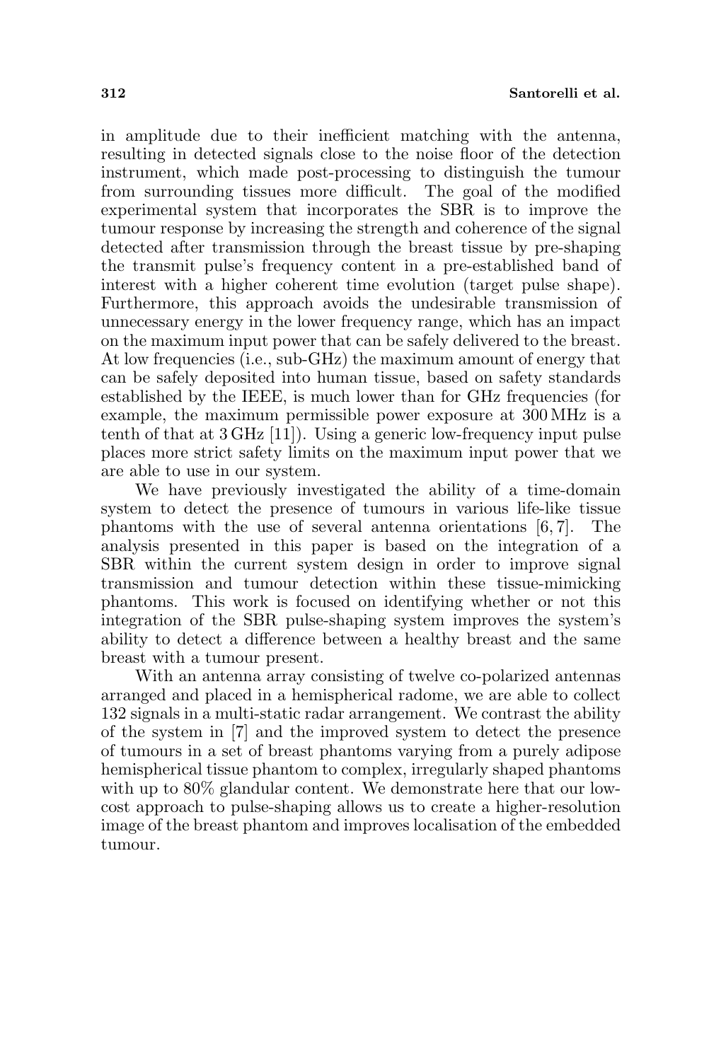in amplitude due to their inefficient matching with the antenna, resulting in detected signals close to the noise floor of the detection instrument, which made post-processing to distinguish the tumour from surrounding tissues more difficult. The goal of the modified experimental system that incorporates the SBR is to improve the tumour response by increasing the strength and coherence of the signal detected after transmission through the breast tissue by pre-shaping the transmit pulse's frequency content in a pre-established band of interest with a higher coherent time evolution (target pulse shape). Furthermore, this approach avoids the undesirable transmission of unnecessary energy in the lower frequency range, which has an impact on the maximum input power that can be safely delivered to the breast. At low frequencies (i.e., sub-GHz) the maximum amount of energy that can be safely deposited into human tissue, based on safety standards established by the IEEE, is much lower than for GHz frequencies (for example, the maximum permissible power exposure at 300 MHz is a tenth of that at 3 GHz [11]). Using a generic low-frequency input pulse places more strict safety limits on the maximum input power that we are able to use in our system.

We have previously investigated the ability of a time-domain system to detect the presence of tumours in various life-like tissue phantoms with the use of several antenna orientations [6, 7]. The analysis presented in this paper is based on the integration of a SBR within the current system design in order to improve signal transmission and tumour detection within these tissue-mimicking phantoms. This work is focused on identifying whether or not this integration of the SBR pulse-shaping system improves the system's ability to detect a difference between a healthy breast and the same breast with a tumour present.

With an antenna array consisting of twelve co-polarized antennas arranged and placed in a hemispherical radome, we are able to collect 132 signals in a multi-static radar arrangement. We contrast the ability of the system in [7] and the improved system to detect the presence of tumours in a set of breast phantoms varying from a purely adipose hemispherical tissue phantom to complex, irregularly shaped phantoms with up to 80% glandular content. We demonstrate here that our low-cost approach to pulse-shaping allows us to create a higher-resolution image of the breast phantom and improves localisation of the embedded tumour.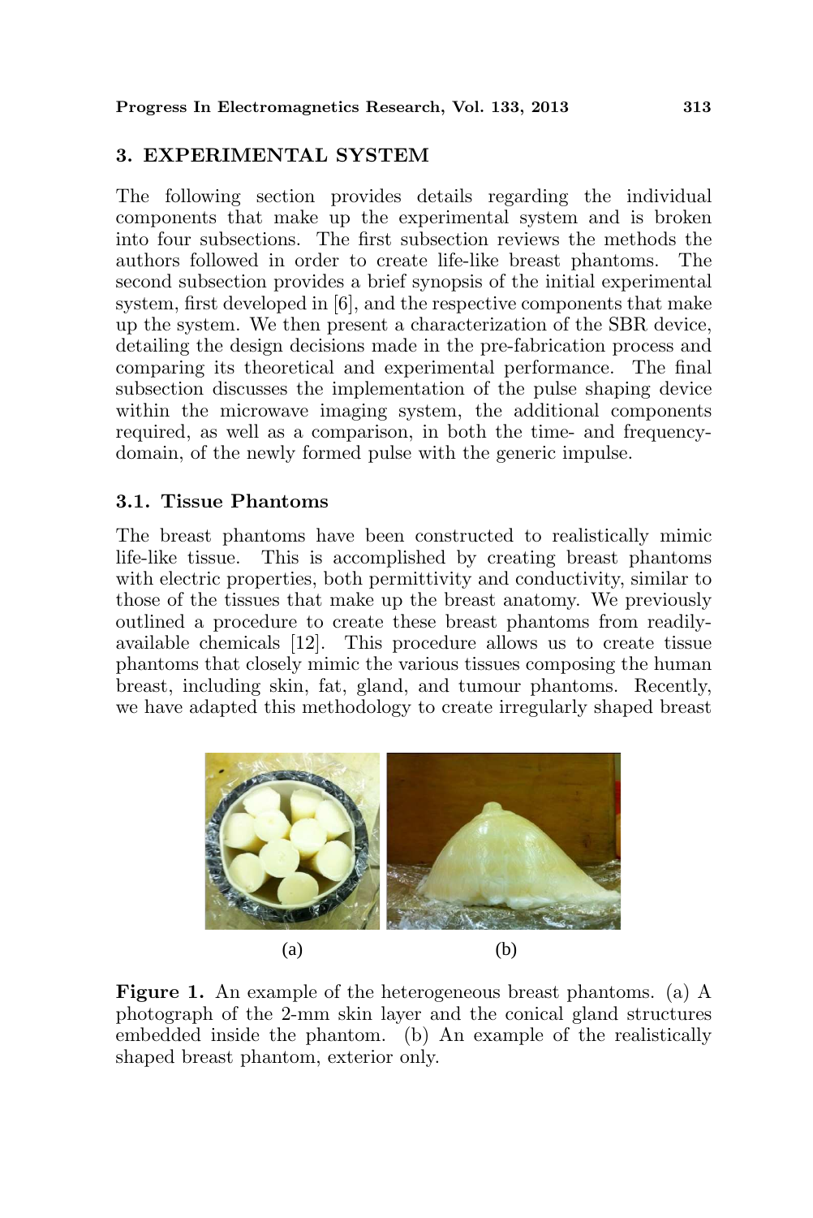## 3. EXPERIMENTAL SYSTEM

The following section provides details regarding the individual components that make up the experimental system and is broken into four subsections. The first subsection reviews the methods the authors followed in order to create life-like breast phantoms. The second subsection provides a brief synopsis of the initial experimental system, first developed in [6], and the respective components that make up the system. We then present a characterization of the SBR device, detailing the design decisions made in the pre-fabrication process and comparing its theoretical and experimental performance. The final subsection discusses the implementation of the pulse shaping device within the microwave imaging system, the additional components required, as well as a comparison, in both the time- and frequency-domain, of the newly formed pulse with the generic impulse.

### 3.1. Tissue Phantoms

The breast phantoms have been constructed to realistically mimic life-like tissue. This is accomplished by creating breast phantoms with electric properties, both permittivity and conductivity, similar to those of the tissues that make up the breast anatomy. We previously outlined a procedure to create these breast phantoms from readily-available chemicals [12]. This procedure allows us to create tissue phantoms that closely mimic the various tissues composing the human breast, including skin, fat, gland, and tumour phantoms. Recently, we have adapted this methodology to create irregularly shaped breast

(a) (b)

**Figure 1.** An example of the heterogeneous breast phantoms. (a) A photograph of the 2-mm skin layer and the conical gland structures embedded inside the phantom. (b) An example of the realistically shaped breast phantom, exterior only.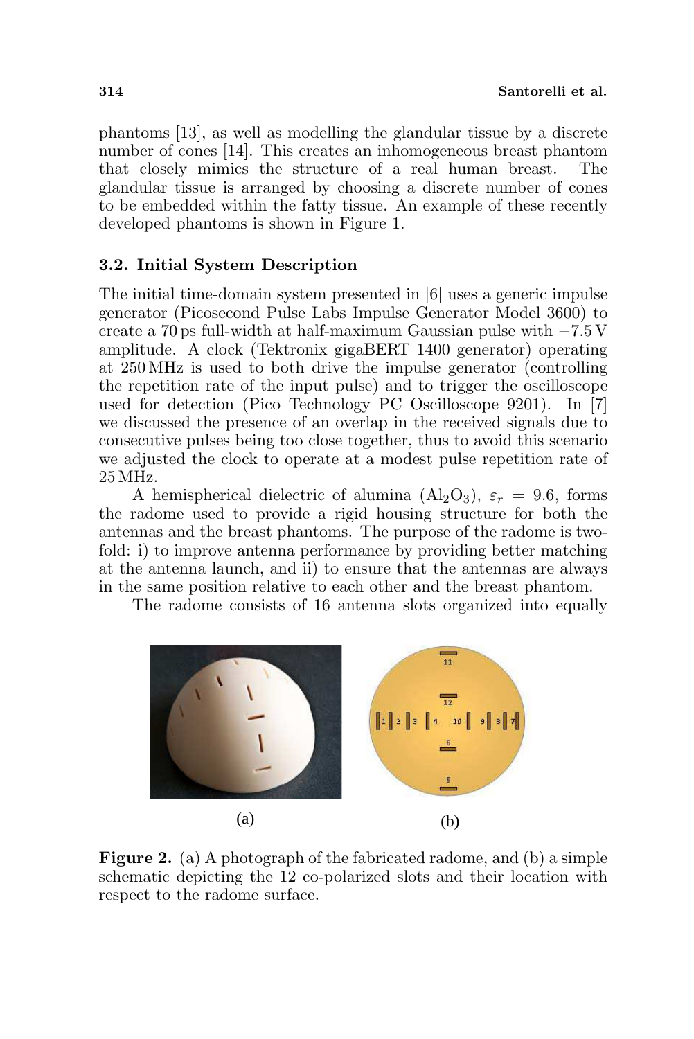phantoms [13], as well as modelling the glandular tissue by a discrete number of cones [14]. This creates an inhomogeneous breast phantom that closely mimics the structure of a real human breast. The glandular tissue is arranged by choosing a discrete number of cones to be embedded within the fatty tissue. An example of these recently developed phantoms is shown in Figure 1.

### 3.2. Initial System Description

The initial time-domain system presented in [6] uses a generic impulse generator (Picosecond Pulse Labs Impulse Generator Model 3600) to create a 70 ps full-width at half-maximum Gaussian pulse with −7.5 V amplitude. A clock (Tektronix gigaBERT 1400 generator) operating at 250 MHz is used to both drive the impulse generator (controlling the repetition rate of the input pulse) and to trigger the oscilloscope used for detection (Pico Technology PC Oscilloscope 9201). In [7] we discussed the presence of an overlap in the received signals due to consecutive pulses being too close together, thus to avoid this scenario we adjusted the clock to operate at a modest pulse repetition rate of 25 MHz.

A hemispherical dielectric of alumina ($Al_2O_3$), $\varepsilon_r = 9.6$, forms the radome used to provide a rigid housing structure for both the antennas and the breast phantoms. The purpose of the radome is two-fold: i) to improve antenna performance by providing better matching at the antenna launch, and ii) to ensure that the antennas are always in the same position relative to each other and the breast phantom.

The radome consists of 16 antenna slots organized into equally

**Figure 2.** (a) A photograph of the fabricated radome, and (b) a simple schematic depicting the 12 co-polarized slots and their location with respect to the radome surface.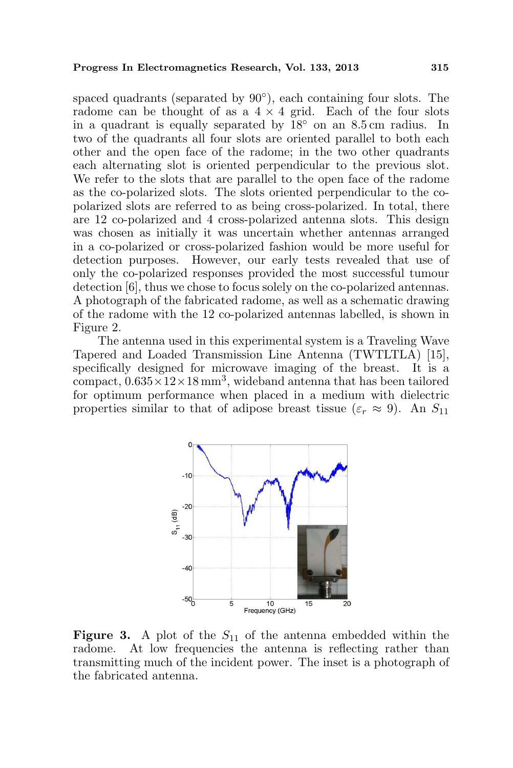spaced quadrants (separated by 90°), each containing four slots. The radome can be thought of as a $4 \times 4$ grid. Each of the four slots in a quadrant is equally separated by 18° on an 8.5 cm radius. In two of the quadrants all four slots are oriented parallel to both each other and the open face of the radome; in the two other quadrants each alternating slot is oriented perpendicular to the previous slot. We refer to the slots that are parallel to the open face of the radome as the co-polarized slots. The slots oriented perpendicular to the co-polarized slots are referred to as being cross-polarized. In total, there are 12 co-polarized and 4 cross-polarized antenna slots. This design was chosen as initially it was uncertain whether antennas arranged in a co-polarized or cross-polarized fashion would be more useful for detection purposes. However, our early tests revealed that use of only the co-polarized responses provided the most successful tumour detection [6], thus we chose to focus solely on the co-polarized antennas. A photograph of the fabricated radome, as well as a schematic drawing of the radome with the 12 co-polarized antennas labelled, is shown in Figure 2.

The antenna used in this experimental system is a Traveling Wave Tapered and Loaded Transmission Line Antenna (TWTLTLA) [15], specifically designed for microwave imaging of the breast. It is a compact, $0.635 \times 12 \times 18\,\mathrm{mm}^3$, wideband antenna that has been tailored for optimum performance when placed in a medium with dielectric properties similar to that of adipose breast tissue ($\varepsilon_r \approx 9$). An $S_{11}$

**Figure 3.** A plot of the $S_{11}$ of the antenna embedded within the radome. At low frequencies the antenna is reflecting rather than transmitting much of the incident power. The inset is a photograph of the fabricated antenna.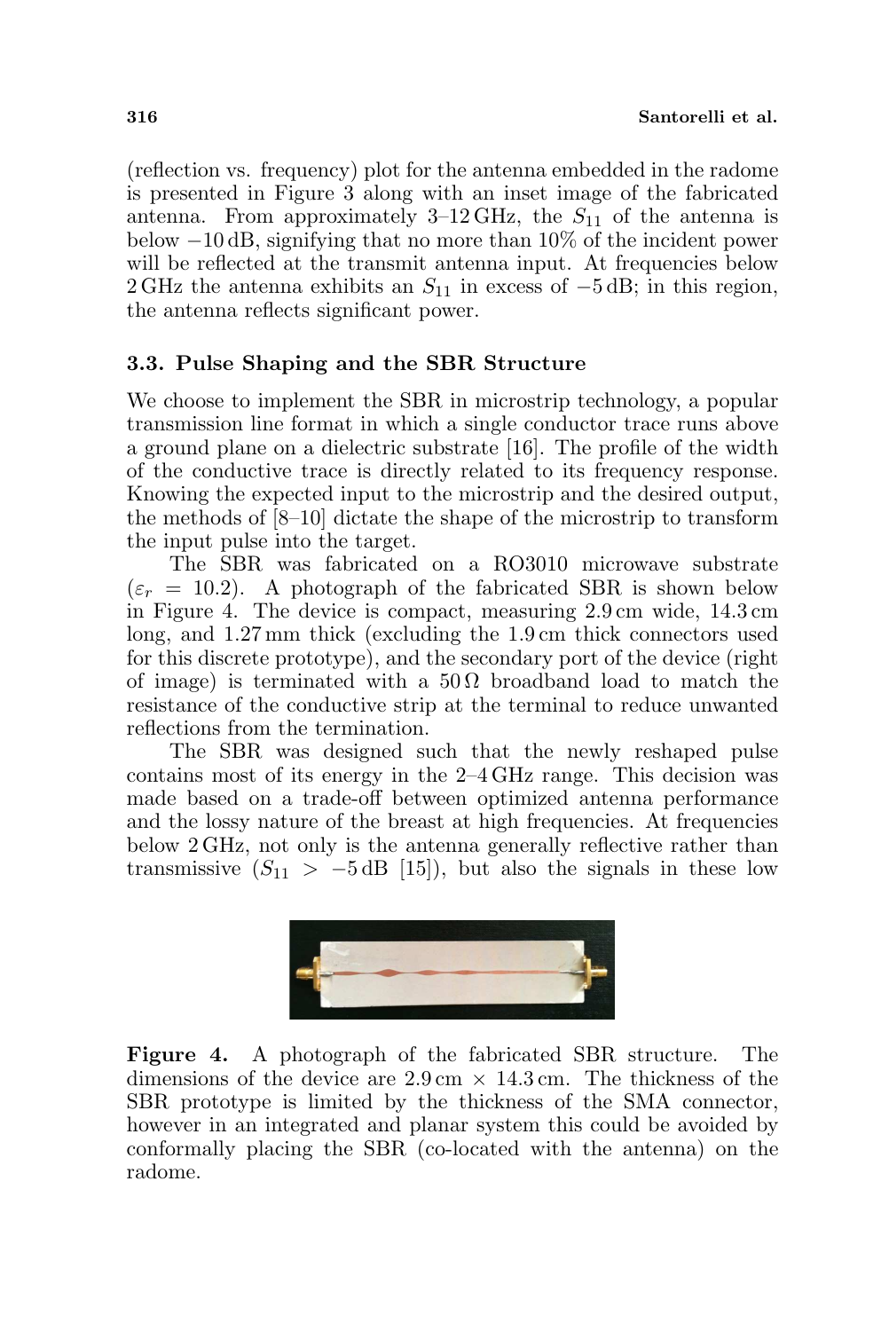(reflection vs. frequency) plot for the antenna embedded in the radome is presented in Figure 3 along with an inset image of the fabricated antenna. From approximately 3–12 GHz, the $S_{11}$ of the antenna is below $-10$ dB, signifying that no more than 10% of the incident power will be reflected at the transmit antenna input. At frequencies below 2 GHz the antenna exhibits an $S_{11}$ in excess of $-5$ dB; in this region, the antenna reflects significant power.

### 3.3. Pulse Shaping and the SBR Structure

We choose to implement the SBR in microstrip technology, a popular transmission line format in which a single conductor trace runs above a ground plane on a dielectric substrate [16]. The profile of the width of the conductive trace is directly related to its frequency response. Knowing the expected input to the microstrip and the desired output, the methods of [8–10] dictate the shape of the microstrip to transform the input pulse into the target.

The SBR was fabricated on a RO3010 microwave substrate ($\varepsilon_r = 10.2$). A photograph of the fabricated SBR is shown below in Figure 4. The device is compact, measuring 2.9 cm wide, 14.3 cm long, and 1.27 mm thick (excluding the 1.9 cm thick connectors used for this discrete prototype), and the secondary port of the device (right of image) is terminated with a 50 Ω broadband load to match the resistance of the conductive strip at the terminal to reduce unwanted reflections from the termination.

The SBR was designed such that the newly reshaped pulse contains most of its energy in the 2–4 GHz range. This decision was made based on a trade-off between optimized antenna performance and the lossy nature of the breast at high frequencies. At frequencies below 2 GHz, not only is the antenna generally reflective rather than transmissive ($S_{11} > -5$ dB [15]), but also the signals in these low

**Figure 4.** A photograph of the fabricated SBR structure. The dimensions of the device are 2.9 cm × 14.3 cm. The thickness of the SBR prototype is limited by the thickness of the SMA connector, however in an integrated and planar system this could be avoided by conformally placing the SBR (co-located with the antenna) on the radome.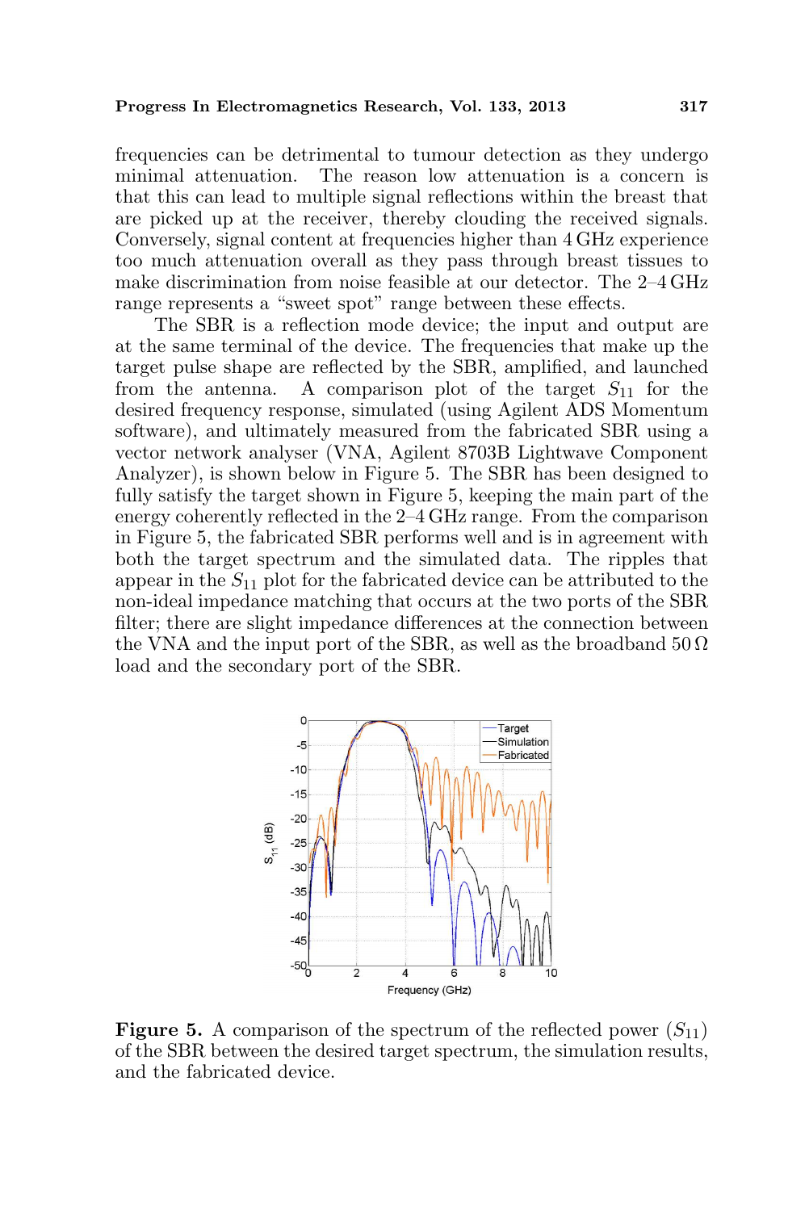frequencies can be detrimental to tumour detection as they undergo minimal attenuation. The reason low attenuation is a concern is that this can lead to multiple signal reflections within the breast that are picked up at the receiver, thereby clouding the received signals. Conversely, signal content at frequencies higher than 4 GHz experience too much attenuation overall as they pass through breast tissues to make discrimination from noise feasible at our detector. The 2–4 GHz range represents a "sweet spot" range between these effects.

The SBR is a reflection mode device; the input and output are at the same terminal of the device. The frequencies that make up the target pulse shape are reflected by the SBR, amplified, and launched from the antenna. A comparison plot of the target $S_{11}$ for the desired frequency response, simulated (using Agilent ADS Momentum software), and ultimately measured from the fabricated SBR using a vector network analyser (VNA, Agilent 8703B Lightwave Component Analyzer), is shown below in Figure 5. The SBR has been designed to fully satisfy the target shown in Figure 5, keeping the main part of the energy coherently reflected in the 2–4 GHz range. From the comparison in Figure 5, the fabricated SBR performs well and is in agreement with both the target spectrum and the simulated data. The ripples that appear in the $S_{11}$ plot for the fabricated device can be attributed to the non-ideal impedance matching that occurs at the two ports of the SBR filter; there are slight impedance differences at the connection between the VNA and the input port of the SBR, as well as the broadband 50 Ω load and the secondary port of the SBR.

**Figure 5.** A comparison of the spectrum of the reflected power ($S_{11}$) of the SBR between the desired target spectrum, the simulation results, and the fabricated device.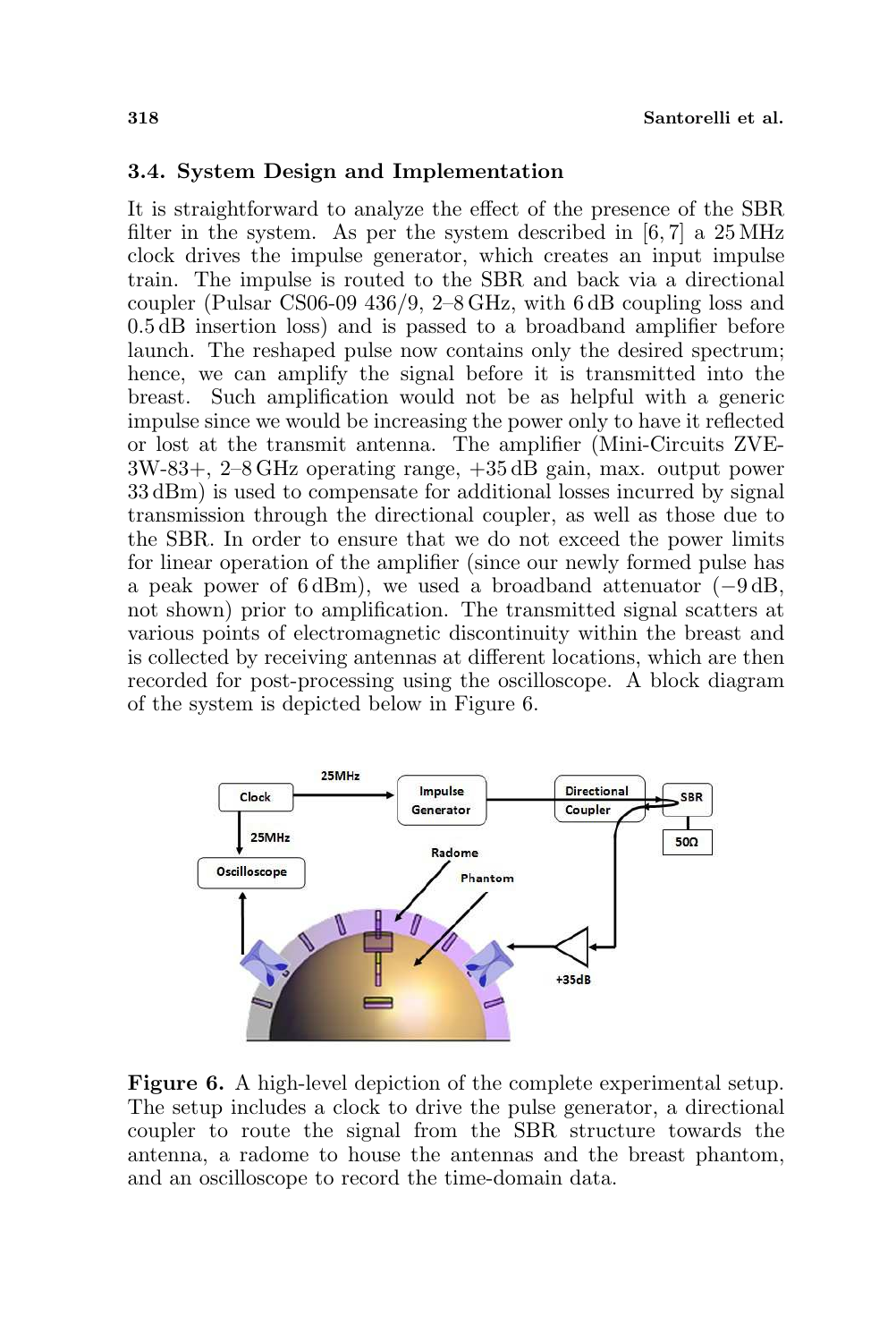### 3.4. System Design and Implementation

It is straightforward to analyze the effect of the presence of the SBR filter in the system. As per the system described in [6, 7] a 25 MHz clock drives the impulse generator, which creates an input impulse train. The impulse is routed to the SBR and back via a directional coupler (Pulsar CS06-09 436/9, 2–8 GHz, with 6 dB coupling loss and 0.5 dB insertion loss) and is passed to a broadband amplifier before launch. The reshaped pulse now contains only the desired spectrum; hence, we can amplify the signal before it is transmitted into the breast. Such amplification would not be as helpful with a generic impulse since we would be increasing the power only to have it reflected or lost at the transmit antenna. The amplifier (Mini-Circuits ZVE-3W-83+, 2–8 GHz operating range, +35 dB gain, max. output power 33 dBm) is used to compensate for additional losses incurred by signal transmission through the directional coupler, as well as those due to the SBR. In order to ensure that we do not exceed the power limits for linear operation of the amplifier (since our newly formed pulse has a peak power of 6 dBm), we used a broadband attenuator (−9 dB, not shown) prior to amplification. The transmitted signal scatters at various points of electromagnetic discontinuity within the breast and is collected by receiving antennas at different locations, which are then recorded for post-processing using the oscilloscope. A block diagram of the system is depicted below in Figure 6.

**Figure 6.** A high-level depiction of the complete experimental setup. The setup includes a clock to drive the pulse generator, a directional coupler to route the signal from the SBR structure towards the antenna, a radome to house the antennas and the breast phantom, and an oscilloscope to record the time-domain data.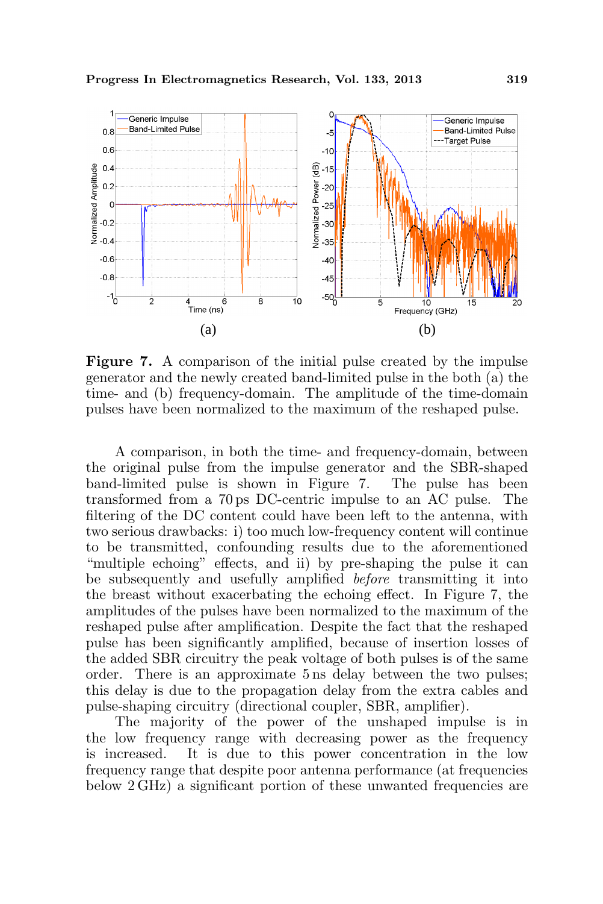**Figure 7.** A comparison of the initial pulse created by the impulse generator and the newly created band-limited pulse in the both (a) the time- and (b) frequency-domain. The amplitude of the time-domain pulses have been normalized to the maximum of the reshaped pulse.

A comparison, in both the time- and frequency-domain, between the original pulse from the impulse generator and the SBR-shaped band-limited pulse is shown in Figure 7. The pulse has been transformed from a 70 ps DC-centric impulse to an AC pulse. The filtering of the DC content could have been left to the antenna, with two serious drawbacks: i) too much low-frequency content will continue to be transmitted, confounding results due to the aforementioned "multiple echoing" effects, and ii) by pre-shaping the pulse it can be subsequently and usefully amplified *before* transmitting it into the breast without exacerbating the echoing effect. In Figure 7, the amplitudes of the pulses have been normalized to the maximum of the reshaped pulse after amplification. Despite the fact that the reshaped pulse has been significantly amplified, because of insertion losses of the added SBR circuitry the peak voltage of both pulses is of the same order. There is an approximate 5 ns delay between the two pulses; this delay is due to the propagation delay from the extra cables and pulse-shaping circuitry (directional coupler, SBR, amplifier).

The majority of the power of the unshaped impulse is in the low frequency range with decreasing power as the frequency is increased. It is due to this power concentration in the low frequency range that despite poor antenna performance (at frequencies below 2 GHz) a significant portion of these unwanted frequencies are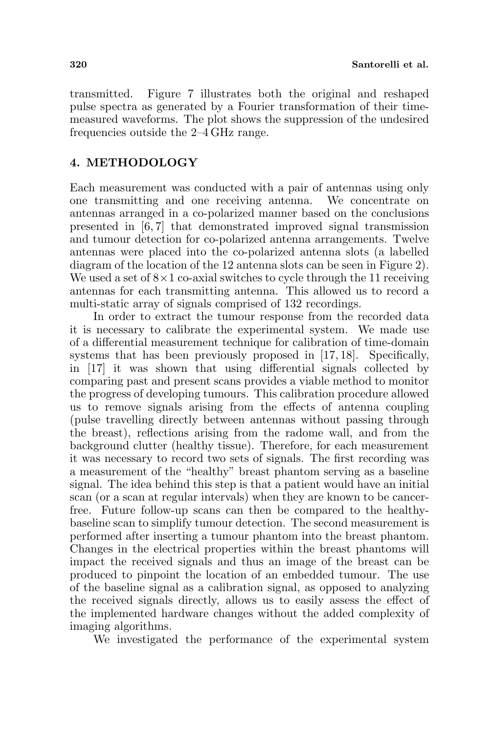transmitted. Figure 7 illustrates both the original and reshaped pulse spectra as generated by a Fourier transformation of their time-measured waveforms. The plot shows the suppression of the undesired frequencies outside the 2–4 GHz range.

## 4. METHODOLOGY

Each measurement was conducted with a pair of antennas using only one transmitting and one receiving antenna. We concentrate on antennas arranged in a co-polarized manner based on the conclusions presented in [6, 7] that demonstrated improved signal transmission and tumour detection for co-polarized antenna arrangements. Twelve antennas were placed into the co-polarized antenna slots (a labelled diagram of the location of the 12 antenna slots can be seen in Figure 2). We used a set of $8 \times 1$ co-axial switches to cycle through the 11 receiving antennas for each transmitting antenna. This allowed us to record a multi-static array of signals comprised of 132 recordings.

In order to extract the tumour response from the recorded data it is necessary to calibrate the experimental system. We made use of a differential measurement technique for calibration of time-domain systems that has been previously proposed in [17, 18]. Specifically, in [17] it was shown that using differential signals collected by comparing past and present scans provides a viable method to monitor the progress of developing tumours. This calibration procedure allowed us to remove signals arising from the effects of antenna coupling (pulse travelling directly between antennas without passing through the breast), reflections arising from the radome wall, and from the background clutter (healthy tissue). Therefore, for each measurement it was necessary to record two sets of signals. The first recording was a measurement of the "healthy" breast phantom serving as a baseline signal. The idea behind this step is that a patient would have an initial scan (or a scan at regular intervals) when they are known to be cancer-free. Future follow-up scans can then be compared to the healthy-baseline scan to simplify tumour detection. The second measurement is performed after inserting a tumour phantom into the breast phantom. Changes in the electrical properties within the breast phantoms will impact the received signals and thus an image of the breast can be produced to pinpoint the location of an embedded tumour. The use of the baseline signal as a calibration signal, as opposed to analyzing the received signals directly, allows us to easily assess the effect of the implemented hardware changes without the added complexity of imaging algorithms.

We investigated the performance of the experimental system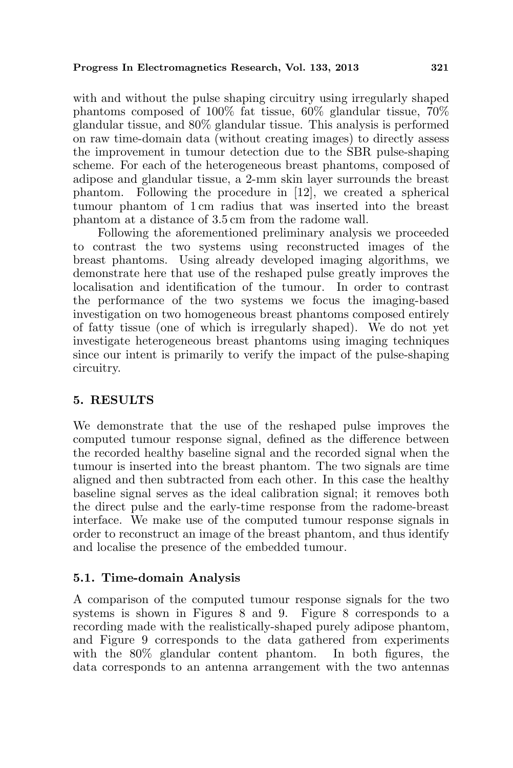with and without the pulse shaping circuitry using irregularly shaped phantoms composed of 100% fat tissue, 60% glandular tissue, 70% glandular tissue, and 80% glandular tissue. This analysis is performed on raw time-domain data (without creating images) to directly assess the improvement in tumour detection due to the SBR pulse-shaping scheme. For each of the heterogeneous breast phantoms, composed of adipose and glandular tissue, a 2-mm skin layer surrounds the breast phantom. Following the procedure in [12], we created a spherical tumour phantom of 1 cm radius that was inserted into the breast phantom at a distance of 3.5 cm from the radome wall.

Following the aforementioned preliminary analysis we proceeded to contrast the two systems using reconstructed images of the breast phantoms. Using already developed imaging algorithms, we demonstrate here that use of the reshaped pulse greatly improves the localisation and identification of the tumour. In order to contrast the performance of the two systems we focus the imaging-based investigation on two homogeneous breast phantoms composed entirely of fatty tissue (one of which is irregularly shaped). We do not yet investigate heterogeneous breast phantoms using imaging techniques since our intent is primarily to verify the impact of the pulse-shaping circuitry.

## 5. RESULTS

We demonstrate that the use of the reshaped pulse improves the computed tumour response signal, defined as the difference between the recorded healthy baseline signal and the recorded signal when the tumour is inserted into the breast phantom. The two signals are time aligned and then subtracted from each other. In this case the healthy baseline signal serves as the ideal calibration signal; it removes both the direct pulse and the early-time response from the radome-breast interface. We make use of the computed tumour response signals in order to reconstruct an image of the breast phantom, and thus identify and localise the presence of the embedded tumour.

### 5.1. Time-domain Analysis

A comparison of the computed tumour response signals for the two systems is shown in Figures 8 and 9. Figure 8 corresponds to a recording made with the realistically-shaped purely adipose phantom, and Figure 9 corresponds to the data gathered from experiments with the 80% glandular content phantom. In both figures, the data corresponds to an antenna arrangement with the two antennas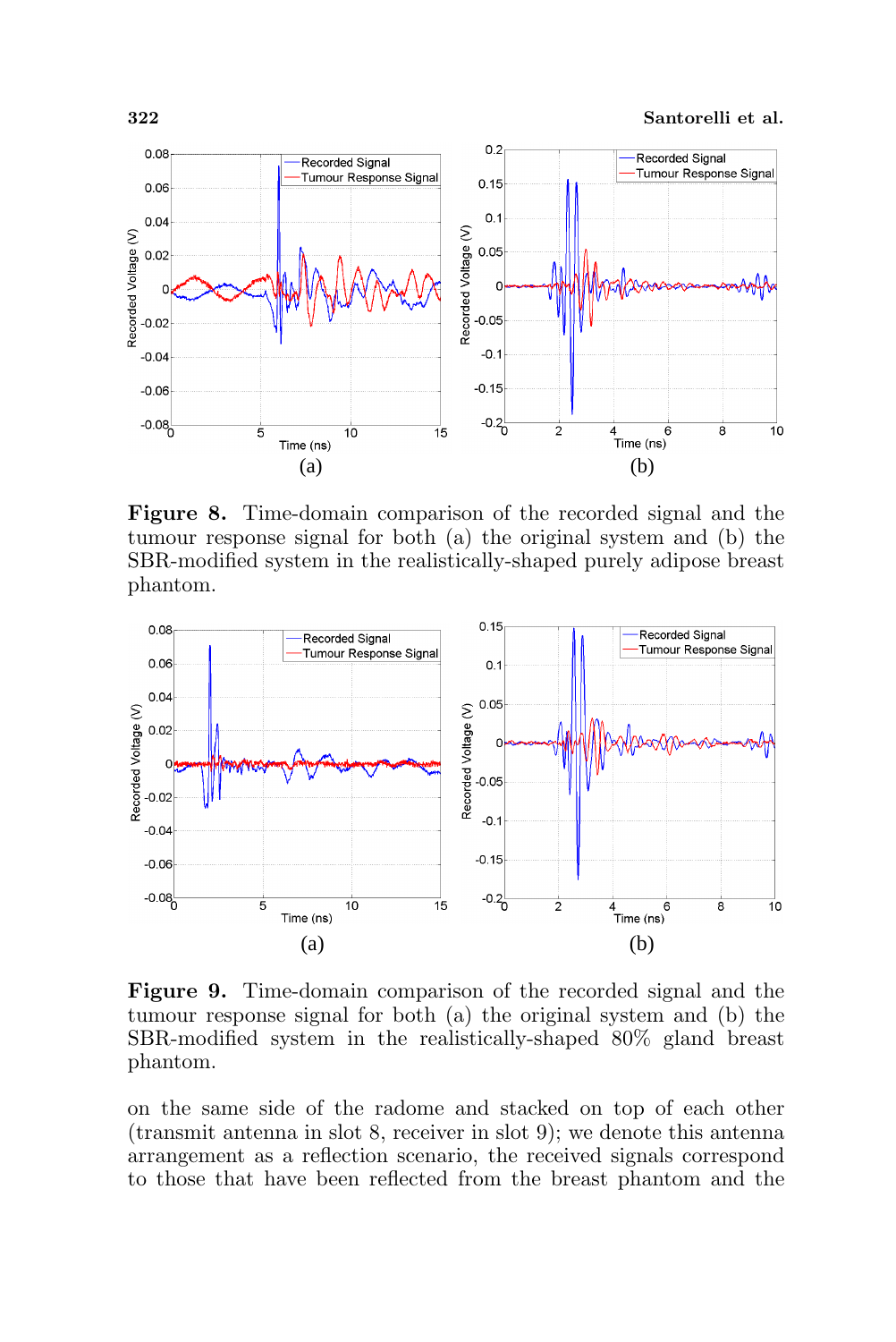**Figure 8.** Time-domain comparison of the recorded signal and the tumour response signal for both (a) the original system and (b) the SBR-modified system in the realistically-shaped purely adipose breast phantom.

**Figure 9.** Time-domain comparison of the recorded signal and the tumour response signal for both (a) the original system and (b) the SBR-modified system in the realistically-shaped 80% gland breast phantom.

on the same side of the radome and stacked on top of each other (transmit antenna in slot 8, receiver in slot 9); we denote this antenna arrangement as a reflection scenario, the received signals correspond to those that have been reflected from the breast phantom and the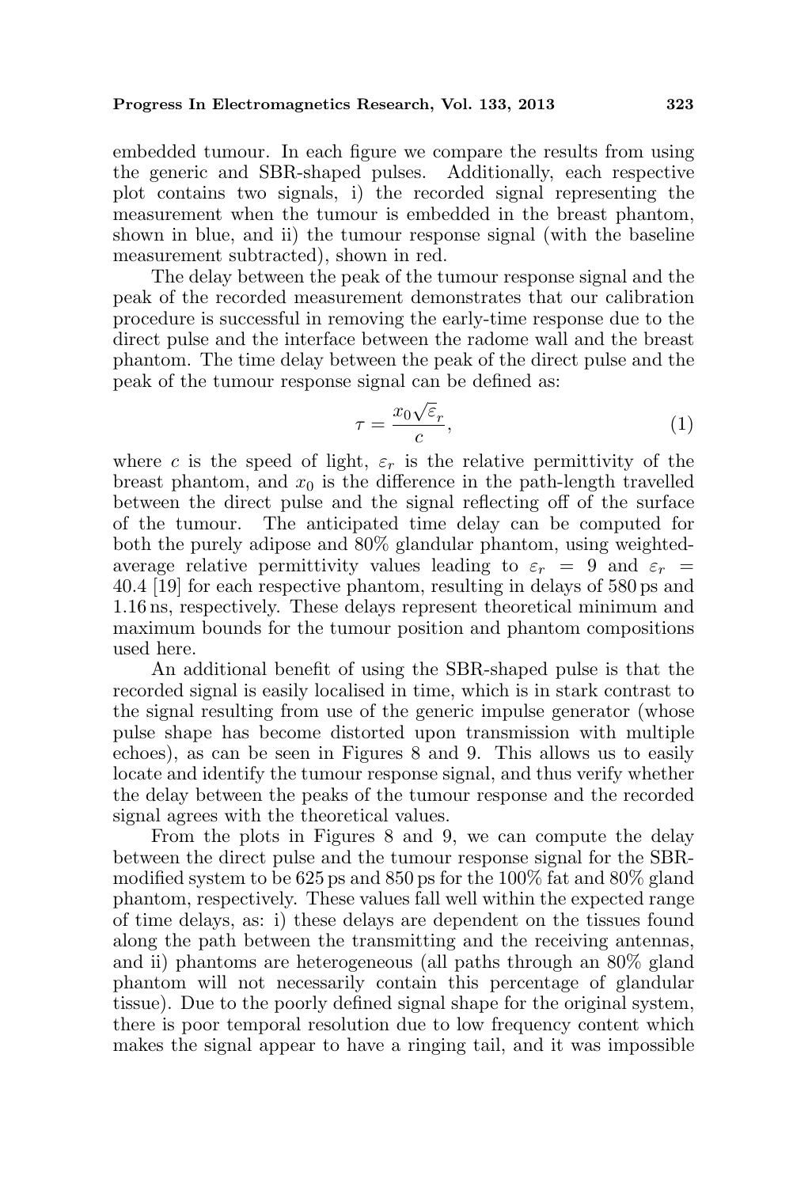embedded tumour. In each figure we compare the results from using the generic and SBR-shaped pulses. Additionally, each respective plot contains two signals, i) the recorded signal representing the measurement when the tumour is embedded in the breast phantom, shown in blue, and ii) the tumour response signal (with the baseline measurement subtracted), shown in red.

The delay between the peak of the tumour response signal and the peak of the recorded measurement demonstrates that our calibration procedure is successful in removing the early-time response due to the direct pulse and the interface between the radome wall and the breast phantom. The time delay between the peak of the direct pulse and the peak of the tumour response signal can be defined as:

$$\tau = \frac{x_0 \sqrt{\varepsilon_r}}{c}, \tag{1}$$

where $c$ is the speed of light, $\varepsilon_r$ is the relative permittivity of the breast phantom, and $x_0$ is the difference in the path-length travelled between the direct pulse and the signal reflecting off of the surface of the tumour. The anticipated time delay can be computed for both the purely adipose and 80% glandular phantom, using weighted-average relative permittivity values leading to $\varepsilon_r = 9$ and $\varepsilon_r = 40.4$ [19] for each respective phantom, resulting in delays of 580 ps and 1.16 ns, respectively. These delays represent theoretical minimum and maximum bounds for the tumour position and phantom compositions used here.

An additional benefit of using the SBR-shaped pulse is that the recorded signal is easily localised in time, which is in stark contrast to the signal resulting from use of the generic impulse generator (whose pulse shape has become distorted upon transmission with multiple echoes), as can be seen in Figures 8 and 9. This allows us to easily locate and identify the tumour response signal, and thus verify whether the delay between the peaks of the tumour response and the recorded signal agrees with the theoretical values.

From the plots in Figures 8 and 9, we can compute the delay between the direct pulse and the tumour response signal for the SBR-modified system to be 625 ps and 850 ps for the 100% fat and 80% gland phantom, respectively. These values fall well within the expected range of time delays, as: i) these delays are dependent on the tissues found along the path between the transmitting and the receiving antennas, and ii) phantoms are heterogeneous (all paths through an 80% gland phantom will not necessarily contain this percentage of glandular tissue). Due to the poorly defined signal shape for the original system, there is poor temporal resolution due to low frequency content which makes the signal appear to have a ringing tail, and it was impossible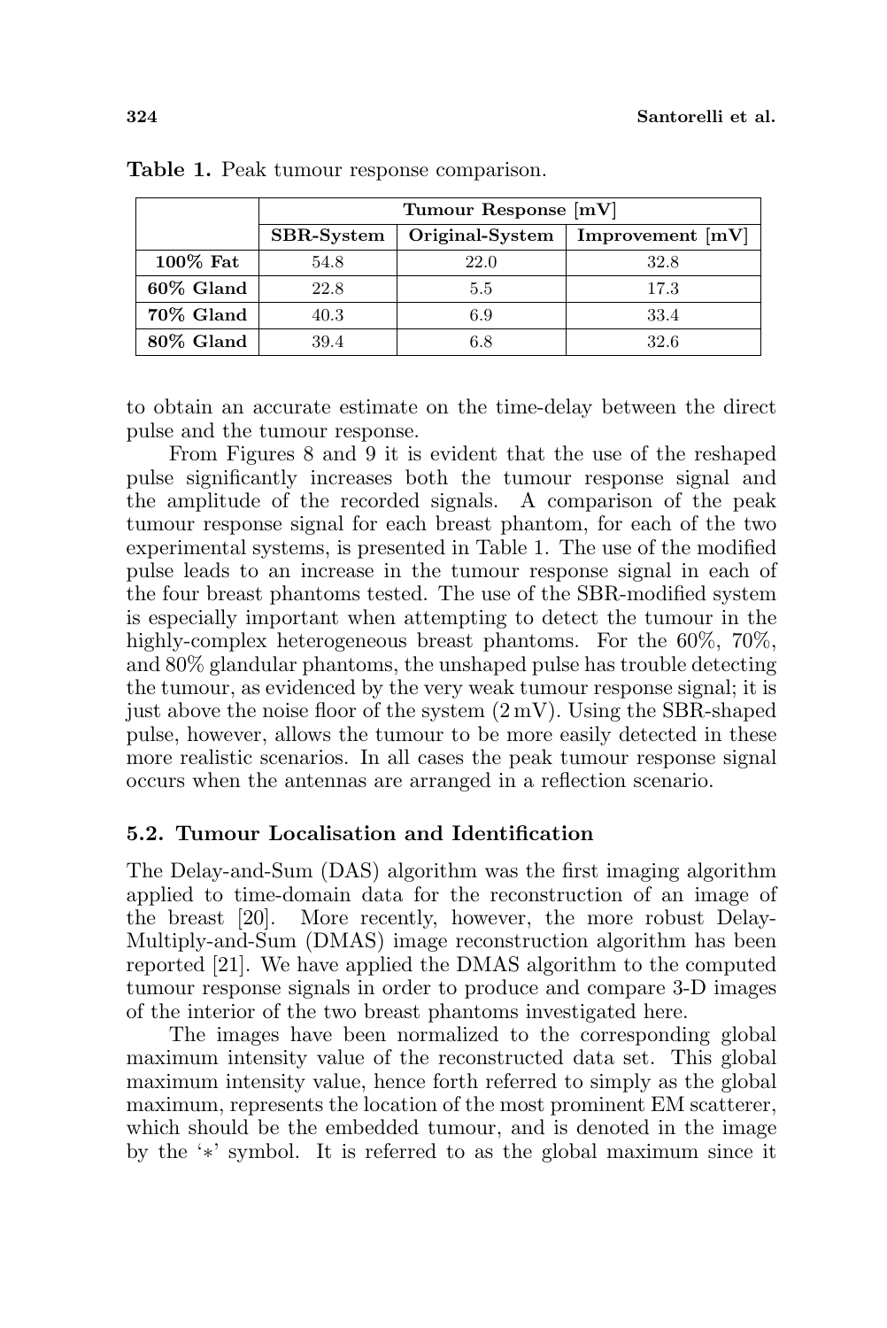**Table 1.** Peak tumour response comparison.

| | Tumour Response [mV] | | |
|---|---|---|---|
| | **SBR-System** | **Original-System** | **Improvement [mV]** |
| **100% Fat** | 54.8 | 22.0 | 32.8 |
| **60% Gland** | 22.8 | 5.5 | 17.3 |
| **70% Gland** | 40.3 | 6.9 | 33.4 |
| **80% Gland** | 39.4 | 6.8 | 32.6 |

to obtain an accurate estimate on the time-delay between the direct pulse and the tumour response.

From Figures 8 and 9 it is evident that the use of the reshaped pulse significantly increases both the tumour response signal and the amplitude of the recorded signals. A comparison of the peak tumour response signal for each breast phantom, for each of the two experimental systems, is presented in Table 1. The use of the modified pulse leads to an increase in the tumour response signal in each of the four breast phantoms tested. The use of the SBR-modified system is especially important when attempting to detect the tumour in the highly-complex heterogeneous breast phantoms. For the 60%, 70%, and 80% glandular phantoms, the unshaped pulse has trouble detecting the tumour, as evidenced by the very weak tumour response signal; it is just above the noise floor of the system (2 mV). Using the SBR-shaped pulse, however, allows the tumour to be more easily detected in these more realistic scenarios. In all cases the peak tumour response signal occurs when the antennas are arranged in a reflection scenario.

### 5.2. Tumour Localisation and Identification

The Delay-and-Sum (DAS) algorithm was the first imaging algorithm applied to time-domain data for the reconstruction of an image of the breast [20]. More recently, however, the more robust Delay-Multiply-and-Sum (DMAS) image reconstruction algorithm has been reported [21]. We have applied the DMAS algorithm to the computed tumour response signals in order to produce and compare 3-D images of the interior of the two breast phantoms investigated here.

The images have been normalized to the corresponding global maximum intensity value of the reconstructed data set. This global maximum intensity value, hence forth referred to simply as the global maximum, represents the location of the most prominent EM scatterer, which should be the embedded tumour, and is denoted in the image by the '$*$' symbol. It is referred to as the global maximum since it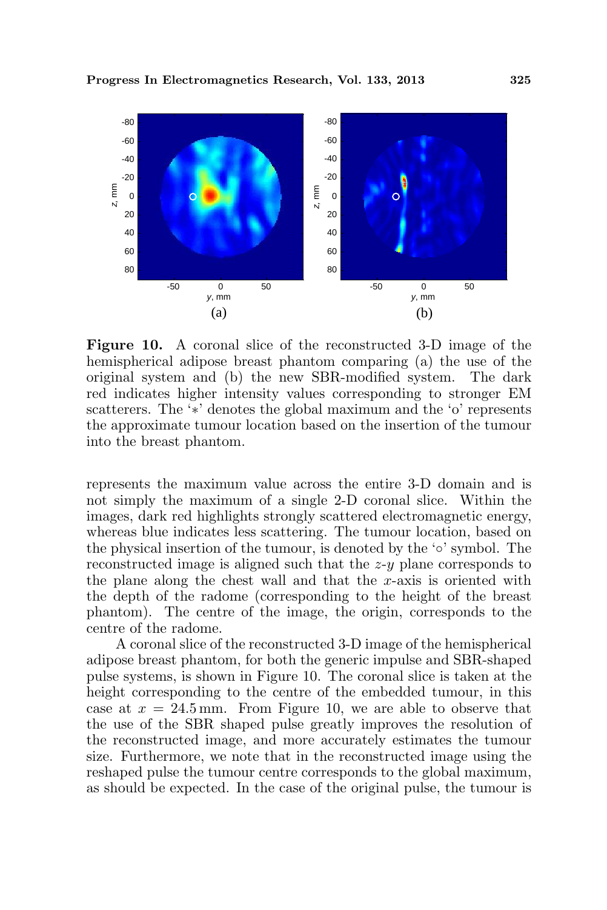**Figure 10.** A coronal slice of the reconstructed 3-D image of the hemispherical adipose breast phantom comparing (a) the use of the original system and (b) the new SBR-modified system. The dark red indicates higher intensity values corresponding to stronger EM scatterers. The '$*$' denotes the global maximum and the 'o' represents the approximate tumour location based on the insertion of the tumour into the breast phantom.

represents the maximum value across the entire 3-D domain and is not simply the maximum of a single 2-D coronal slice. Within the images, dark red highlights strongly scattered electromagnetic energy, whereas blue indicates less scattering. The tumour location, based on the physical insertion of the tumour, is denoted by the '$\circ$' symbol. The reconstructed image is aligned such that the $z$-$y$ plane corresponds to the plane along the chest wall and that the $x$-axis is oriented with the depth of the radome (corresponding to the height of the breast phantom). The centre of the image, the origin, corresponds to the centre of the radome.

A coronal slice of the reconstructed 3-D image of the hemispherical adipose breast phantom, for both the generic impulse and SBR-shaped pulse systems, is shown in Figure 10. The coronal slice is taken at the height corresponding to the centre of the embedded tumour, in this case at $x = 24.5\,\text{mm}$. From Figure 10, we are able to observe that the use of the SBR shaped pulse greatly improves the resolution of the reconstructed image, and more accurately estimates the tumour size. Furthermore, we note that in the reconstructed image using the reshaped pulse the tumour centre corresponds to the global maximum, as should be expected. In the case of the original pulse, the tumour is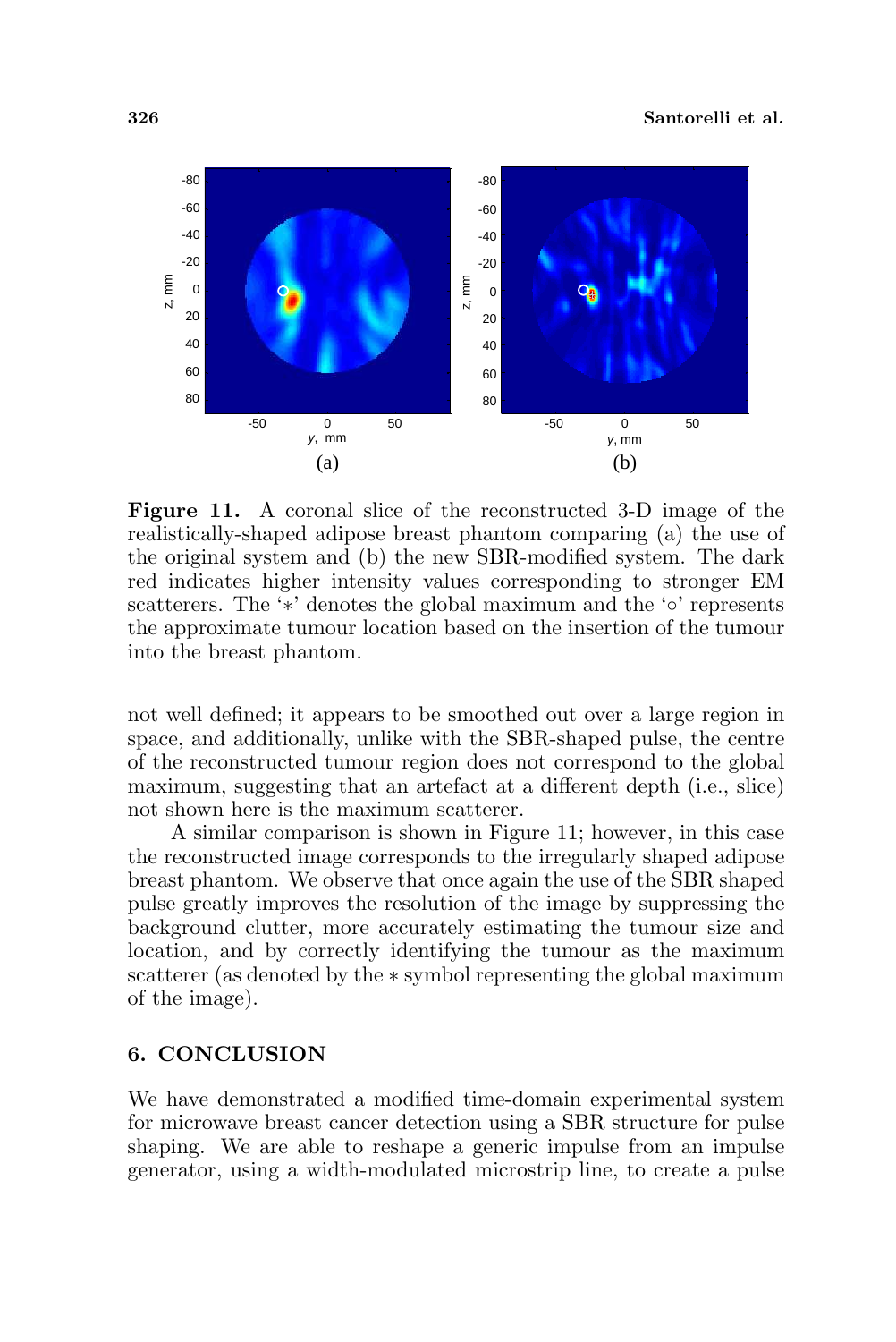**Figure 11.** A coronal slice of the reconstructed 3-D image of the realistically-shaped adipose breast phantom comparing (a) the use of the original system and (b) the new SBR-modified system. The dark red indicates higher intensity values corresponding to stronger EM scatterers. The '$*$' denotes the global maximum and the '$\circ$' represents the approximate tumour location based on the insertion of the tumour into the breast phantom.

not well defined; it appears to be smoothed out over a large region in space, and additionally, unlike with the SBR-shaped pulse, the centre of the reconstructed tumour region does not correspond to the global maximum, suggesting that an artefact at a different depth (i.e., slice) not shown here is the maximum scatterer.

A similar comparison is shown in Figure 11; however, in this case the reconstructed image corresponds to the irregularly shaped adipose breast phantom. We observe that once again the use of the SBR shaped pulse greatly improves the resolution of the image by suppressing the background clutter, more accurately estimating the tumour size and location, and by correctly identifying the tumour as the maximum scatterer (as denoted by the $*$ symbol representing the global maximum of the image).

## 6. CONCLUSION

We have demonstrated a modified time-domain experimental system for microwave breast cancer detection using a SBR structure for pulse shaping. We are able to reshape a generic impulse from an impulse generator, using a width-modulated microstrip line, to create a pulse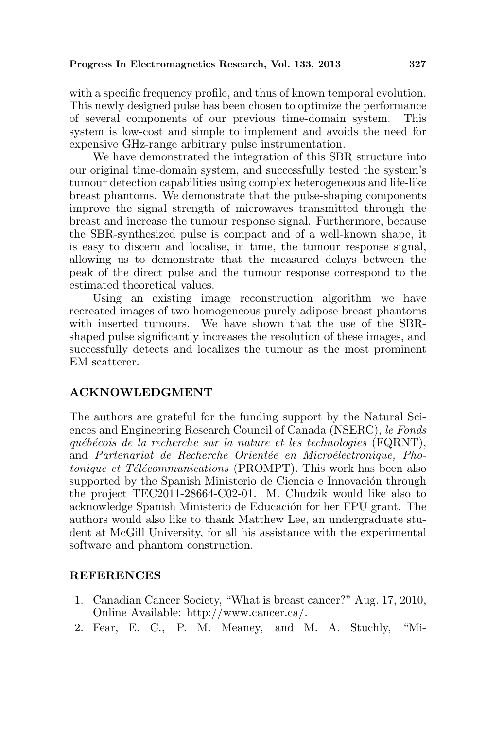with a specific frequency profile, and thus of known temporal evolution. This newly designed pulse has been chosen to optimize the performance of several components of our previous time-domain system. This system is low-cost and simple to implement and avoids the need for expensive GHz-range arbitrary pulse instrumentation.

We have demonstrated the integration of this SBR structure into our original time-domain system, and successfully tested the system's tumour detection capabilities using complex heterogeneous and life-like breast phantoms. We demonstrate that the pulse-shaping components improve the signal strength of microwaves transmitted through the breast and increase the tumour response signal. Furthermore, because the SBR-synthesized pulse is compact and of a well-known shape, it is easy to discern and localise, in time, the tumour response signal, allowing us to demonstrate that the measured delays between the peak of the direct pulse and the tumour response correspond to the estimated theoretical values.

Using an existing image reconstruction algorithm we have recreated images of two homogeneous purely adipose breast phantoms with inserted tumours. We have shown that the use of the SBR-shaped pulse significantly increases the resolution of these images, and successfully detects and localizes the tumour as the most prominent EM scatterer.

## ACKNOWLEDGMENT

The authors are grateful for the funding support by the Natural Sciences and Engineering Research Council of Canada (NSERC), *le Fonds québécois de la recherche sur la nature et les technologies* (FQRNT), and *Partenariat de Recherche Orientée en Microélectronique, Photonique et Télécommunications* (PROMPT). This work has been also supported by the Spanish Ministerio de Ciencia e Innovación through the project TEC2011-28664-C02-01. M. Chudzik would like also to acknowledge Spanish Ministerio de Educación for her FPU grant. The authors would also like to thank Matthew Lee, an undergraduate student at McGill University, for all his assistance with the experimental software and phantom construction.

## REFERENCES

1. Canadian Cancer Society, "What is breast cancer?" Aug. 17, 2010, Online Available: http://www.cancer.ca/.
2. Fear, E. C., P. M. Meaney, and M. A. Stuchly, "Mi-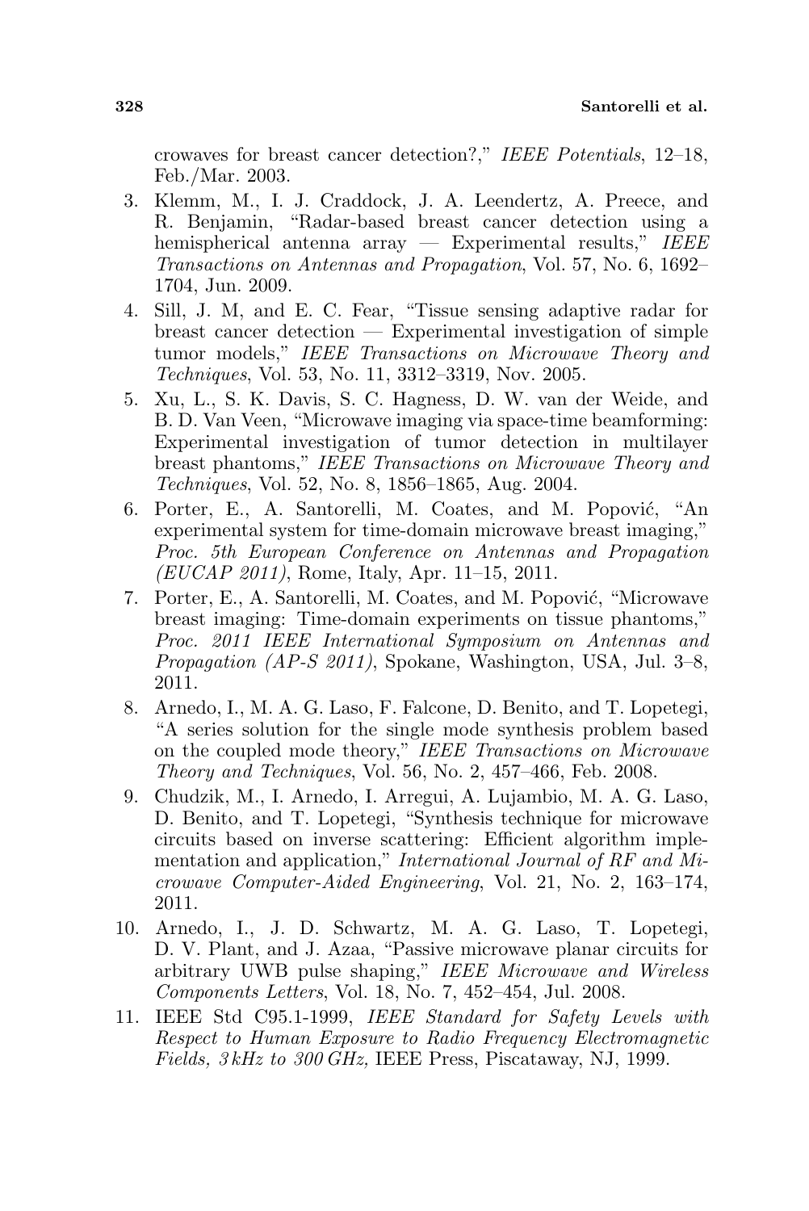crowaves for breast cancer detection?," *IEEE Potentials*, 12–18, Feb./Mar. 2003.

3. Klemm, M., I. J. Craddock, J. A. Leendertz, A. Preece, and R. Benjamin, "Radar-based breast cancer detection using a hemispherical antenna array — Experimental results," *IEEE Transactions on Antennas and Propagation*, Vol. 57, No. 6, 1692–1704, Jun. 2009.
4. Sill, J. M, and E. C. Fear, "Tissue sensing adaptive radar for breast cancer detection — Experimental investigation of simple tumor models," *IEEE Transactions on Microwave Theory and Techniques*, Vol. 53, No. 11, 3312–3319, Nov. 2005.
5. Xu, L., S. K. Davis, S. C. Hagness, D. W. van der Weide, and B. D. Van Veen, "Microwave imaging via space-time beamforming: Experimental investigation of tumor detection in multilayer breast phantoms," *IEEE Transactions on Microwave Theory and Techniques*, Vol. 52, No. 8, 1856–1865, Aug. 2004.
6. Porter, E., A. Santorelli, M. Coates, and M. Popović, "An experimental system for time-domain microwave breast imaging," *Proc. 5th European Conference on Antennas and Propagation (EUCAP 2011)*, Rome, Italy, Apr. 11–15, 2011.
7. Porter, E., A. Santorelli, M. Coates, and M. Popović, "Microwave breast imaging: Time-domain experiments on tissue phantoms," *Proc. 2011 IEEE International Symposium on Antennas and Propagation (AP-S 2011)*, Spokane, Washington, USA, Jul. 3–8, 2011.
8. Arnedo, I., M. A. G. Laso, F. Falcone, D. Benito, and T. Lopetegi, "A series solution for the single mode synthesis problem based on the coupled mode theory," *IEEE Transactions on Microwave Theory and Techniques*, Vol. 56, No. 2, 457–466, Feb. 2008.
9. Chudzik, M., I. Arnedo, I. Arregui, A. Lujambio, M. A. G. Laso, D. Benito, and T. Lopetegi, "Synthesis technique for microwave circuits based on inverse scattering: Efficient algorithm implementation and application," *International Journal of RF and Microwave Computer-Aided Engineering*, Vol. 21, No. 2, 163–174, 2011.
10. Arnedo, I., J. D. Schwartz, M. A. G. Laso, T. Lopetegi, D. V. Plant, and J. Azaa, "Passive microwave planar circuits for arbitrary UWB pulse shaping," *IEEE Microwave and Wireless Components Letters*, Vol. 18, No. 7, 452–454, Jul. 2008.
11. IEEE Std C95.1-1999, *IEEE Standard for Safety Levels with Respect to Human Exposure to Radio Frequency Electromagnetic Fields, 3 kHz to 300 GHz,* IEEE Press, Piscataway, NJ, 1999.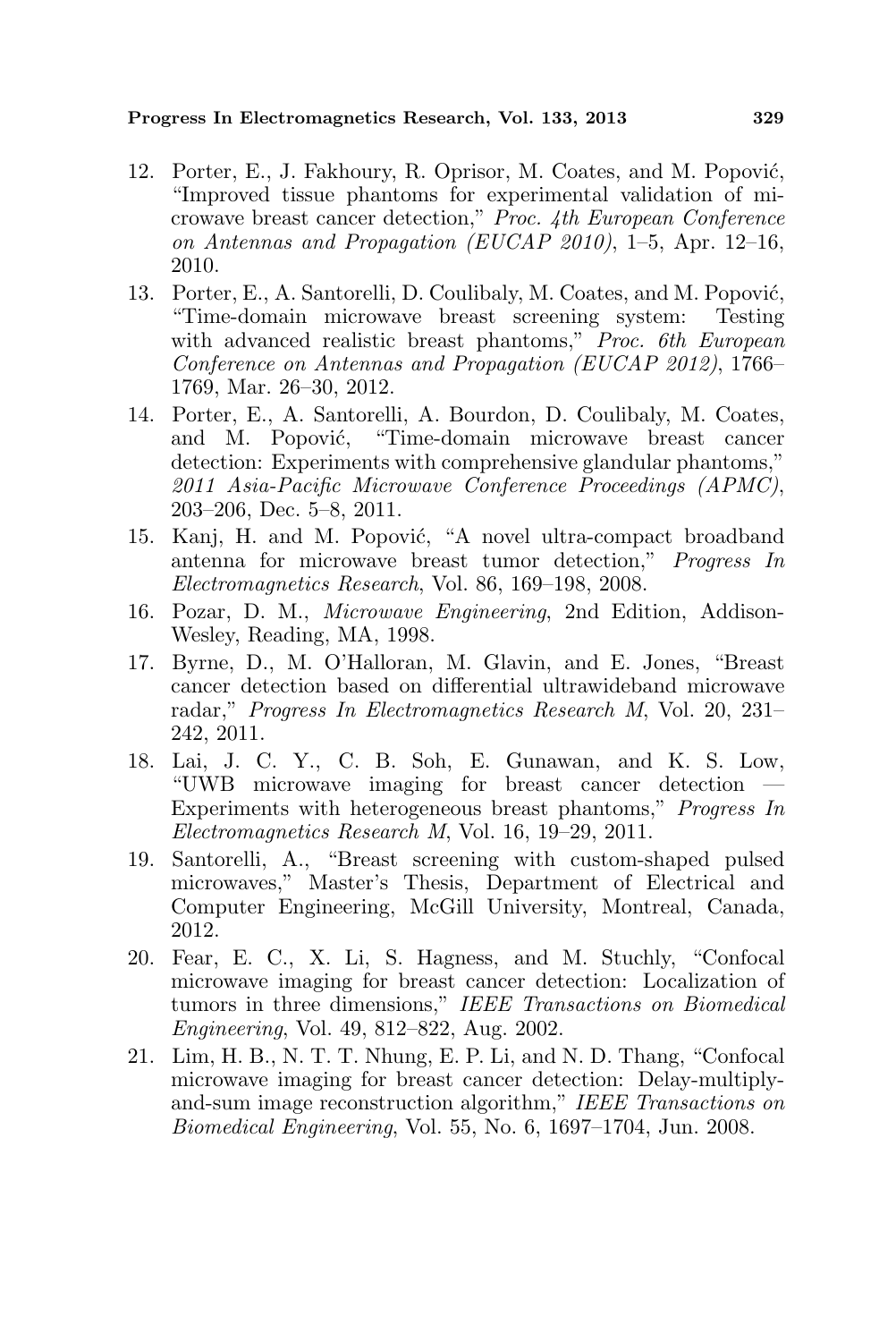12. Porter, E., J. Fakhoury, R. Oprisor, M. Coates, and M. Popović, "Improved tissue phantoms for experimental validation of microwave breast cancer detection," *Proc. 4th European Conference on Antennas and Propagation (EUCAP 2010)*, 1–5, Apr. 12–16, 2010.
13. Porter, E., A. Santorelli, D. Coulibaly, M. Coates, and M. Popović, "Time-domain microwave breast screening system: Testing with advanced realistic breast phantoms," *Proc. 6th European Conference on Antennas and Propagation (EUCAP 2012)*, 1766–1769, Mar. 26–30, 2012.
14. Porter, E., A. Santorelli, A. Bourdon, D. Coulibaly, M. Coates, and M. Popović, "Time-domain microwave breast cancer detection: Experiments with comprehensive glandular phantoms," *2011 Asia-Pacific Microwave Conference Proceedings (APMC)*, 203–206, Dec. 5–8, 2011.
15. Kanj, H. and M. Popović, "A novel ultra-compact broadband antenna for microwave breast tumor detection," *Progress In Electromagnetics Research*, Vol. 86, 169–198, 2008.
16. Pozar, D. M., *Microwave Engineering*, 2nd Edition, Addison-Wesley, Reading, MA, 1998.
17. Byrne, D., M. O'Halloran, M. Glavin, and E. Jones, "Breast cancer detection based on differential ultrawideband microwave radar," *Progress In Electromagnetics Research M*, Vol. 20, 231–242, 2011.
18. Lai, J. C. Y., C. B. Soh, E. Gunawan, and K. S. Low, "UWB microwave imaging for breast cancer detection — Experiments with heterogeneous breast phantoms," *Progress In Electromagnetics Research M*, Vol. 16, 19–29, 2011.
19. Santorelli, A., "Breast screening with custom-shaped pulsed microwaves," Master's Thesis, Department of Electrical and Computer Engineering, McGill University, Montreal, Canada, 2012.
20. Fear, E. C., X. Li, S. Hagness, and M. Stuchly, "Confocal microwave imaging for breast cancer detection: Localization of tumors in three dimensions," *IEEE Transactions on Biomedical Engineering*, Vol. 49, 812–822, Aug. 2002.
21. Lim, H. B., N. T. T. Nhung, E. P. Li, and N. D. Thang, "Confocal microwave imaging for breast cancer detection: Delay-multiply-and-sum image reconstruction algorithm," *IEEE Transactions on Biomedical Engineering*, Vol. 55, No. 6, 1697–1704, Jun. 2008.